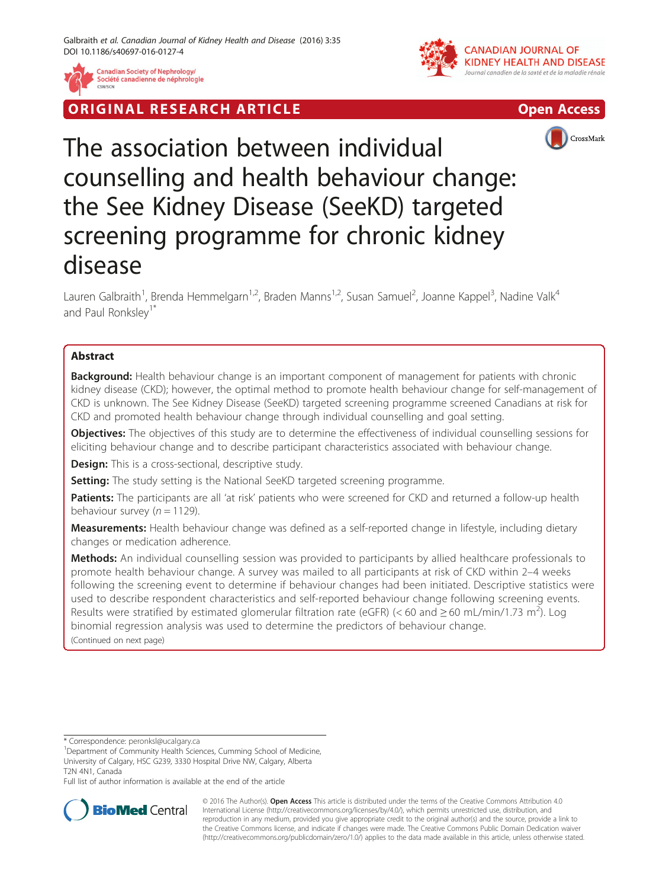ORIGINAL RESEARCH ARTICLE

Open Access

# The association between individual counselling and health behaviour change: the See Kidney Disease (SeeKD) targeted screening programme for chronic kidney disease

Lauren Galbraith[1], Brenda Hemmelgarn[1,2], Braden Manns[1,2], Susan Samuel[2], Joanne Kappel[3], Nadine Valk[4] and Paul Ronksley[1*]

## Abstract

**Background:** Health behaviour change is an important component of management for patients with chronic kidney disease (CKD); however, the optimal method to promote health behaviour change for self-management of CKD is unknown. The See Kidney Disease (SeeKD) targeted screening programme screened Canadians at risk for CKD and promoted health behaviour change through individual counselling and goal setting.

**Objectives:** The objectives of this study are to determine the effectiveness of individual counselling sessions for eliciting behaviour change and to describe participant characteristics associated with behaviour change.

**Design:** This is a cross-sectional, descriptive study.

**Setting:** The study setting is the National SeeKD targeted screening programme.

**Patients:** The participants are all 'at risk' patients who were screened for CKD and returned a follow-up health behaviour survey ($n = 1129$).

**Measurements:** Health behaviour change was defined as a self-reported change in lifestyle, including dietary changes or medication adherence.

**Methods:** An individual counselling session was provided to participants by allied healthcare professionals to promote health behaviour change. A survey was mailed to all participants at risk of CKD within 2–4 weeks following the screening event to determine if behaviour changes had been initiated. Descriptive statistics were used to describe respondent characteristics and self-reported behaviour change following screening events. Results were stratified by estimated glomerular filtration rate (eGFR) ($< 60$ and $\geq 60$ mL/min/1.73 m$^2$). Log binomial regression analysis was used to determine the predictors of behaviour change.

(Continued on next page)

* Correspondence: peronksl@ucalgary.ca

[1]Department of Community Health Sciences, Cumming School of Medicine, University of Calgary, HSC G239, 3330 Hospital Drive NW, Calgary, Alberta T2N 4N1, Canada

Full list of author information is available at the end of the article

© 2016 The Author(s). **Open Access** This article is distributed under the terms of the Creative Commons Attribution 4.0 International License (http://creativecommons.org/licenses/by/4.0/), which permits unrestricted use, distribution, and reproduction in any medium, provided you give appropriate credit to the original author(s) and the source, provide a link to the Creative Commons license, and indicate if changes were made. The Creative Commons Public Domain Dedication waiver (http://creativecommons.org/publicdomain/zero/1.0/) applies to the data made available in this article, unless otherwise stated.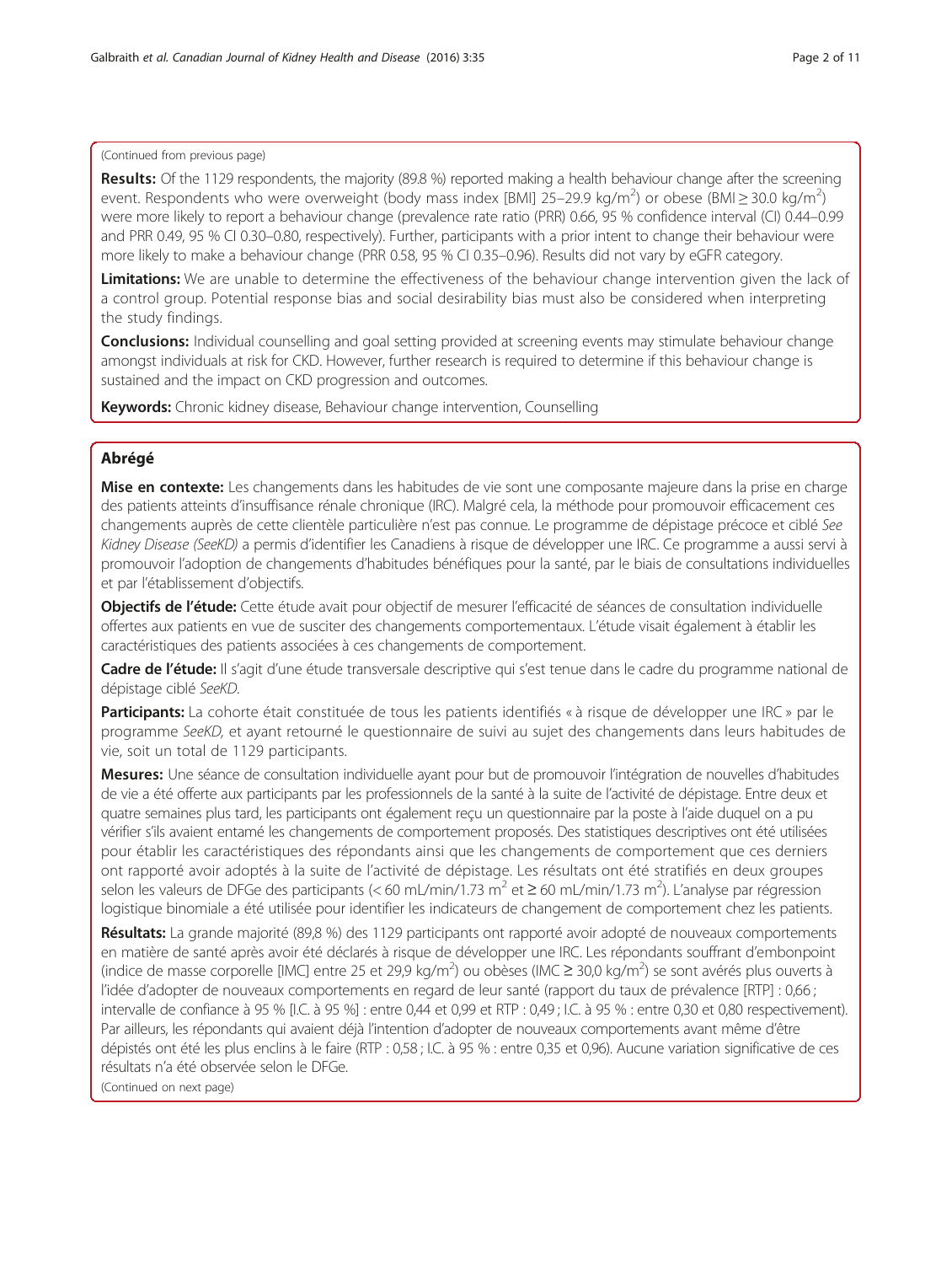(Continued from previous page)

**Results:** Of the 1129 respondents, the majority (89.8 %) reported making a health behaviour change after the screening event. Respondents who were overweight (body mass index [BMI] 25–29.9 kg/m$^2$) or obese (BMI ≥ 30.0 kg/m$^2$) were more likely to report a behaviour change (prevalence rate ratio (PRR) 0.66, 95 % confidence interval (CI) 0.44–0.99 and PRR 0.49, 95 % CI 0.30–0.80, respectively). Further, participants with a prior intent to change their behaviour were more likely to make a behaviour change (PRR 0.58, 95 % CI 0.35–0.96). Results did not vary by eGFR category.

**Limitations:** We are unable to determine the effectiveness of the behaviour change intervention given the lack of a control group. Potential response bias and social desirability bias must also be considered when interpreting the study findings.

**Conclusions:** Individual counselling and goal setting provided at screening events may stimulate behaviour change amongst individuals at risk for CKD. However, further research is required to determine if this behaviour change is sustained and the impact on CKD progression and outcomes.

**Keywords:** Chronic kidney disease, Behaviour change intervention, Counselling

## Abrégé

**Mise en contexte:** Les changements dans les habitudes de vie sont une composante majeure dans la prise en charge des patients atteints d'insuffisance rénale chronique (IRC). Malgré cela, la méthode pour promouvoir efficacement ces changements auprès de cette clientèle particulière n'est pas connue. Le programme de dépistage précoce et ciblé *See Kidney Disease (SeeKD)* a permis d'identifier les Canadiens à risque de développer une IRC. Ce programme a aussi servi à promouvoir l'adoption de changements d'habitudes bénéfiques pour la santé, par le biais de consultations individuelles et par l'établissement d'objectifs.

**Objectifs de l'étude:** Cette étude avait pour objectif de mesurer l'efficacité de séances de consultation individuelle offertes aux patients en vue de susciter des changements comportementaux. L'étude visait également à établir les caractéristiques des patients associées à ces changements de comportement.

**Cadre de l'étude:** Il s'agit d'une étude transversale descriptive qui s'est tenue dans le cadre du programme national de dépistage ciblé *SeeKD*.

**Participants:** La cohorte était constituée de tous les patients identifiés « à risque de développer une IRC » par le programme *SeeKD,* et ayant retourné le questionnaire de suivi au sujet des changements dans leurs habitudes de vie, soit un total de 1129 participants.

**Mesures:** Une séance de consultation individuelle ayant pour but de promouvoir l'intégration de nouvelles d'habitudes de vie a été offerte aux participants par les professionnels de la santé à la suite de l'activité de dépistage. Entre deux et quatre semaines plus tard, les participants ont également reçu un questionnaire par la poste à l'aide duquel on a pu vérifier s'ils avaient entamé les changements de comportement proposés. Des statistiques descriptives ont été utilisées pour établir les caractéristiques des répondants ainsi que les changements de comportement que ces derniers ont rapporté avoir adoptés à la suite de l'activité de dépistage. Les résultats ont été stratifiés en deux groupes selon les valeurs de DFGe des participants (< 60 mL/min/1.73 m$^2$ et ≥ 60 mL/min/1.73 m$^2$). L'analyse par régression logistique binomiale a été utilisée pour identifier les indicateurs de changement de comportement chez les patients.

**Résultats:** La grande majorité (89,8 %) des 1129 participants ont rapporté avoir adopté de nouveaux comportements en matière de santé après avoir été déclarés à risque de développer une IRC. Les répondants souffrant d'embonpoint (indice de masse corporelle [IMC] entre 25 et 29,9 kg/m$^2$) ou obèses (IMC ≥ 30,0 kg/m$^2$) se sont avérés plus ouverts à l'idée d'adopter de nouveaux comportements en regard de leur santé (rapport du taux de prévalence [RTP] : 0,66 ; intervalle de confiance à 95 % [I.C. à 95 %] : entre 0,44 et 0,99 et RTP : 0,49 ; I.C. à 95 % : entre 0,30 et 0,80 respectivement). Par ailleurs, les répondants qui avaient déjà l'intention d'adopter de nouveaux comportements avant même d'être dépistés ont été les plus enclins à le faire (RTP : 0,58 ; I.C. à 95 % : entre 0,35 et 0,96). Aucune variation significative de ces résultats n'a été observée selon le DFGe.

(Continued on next page)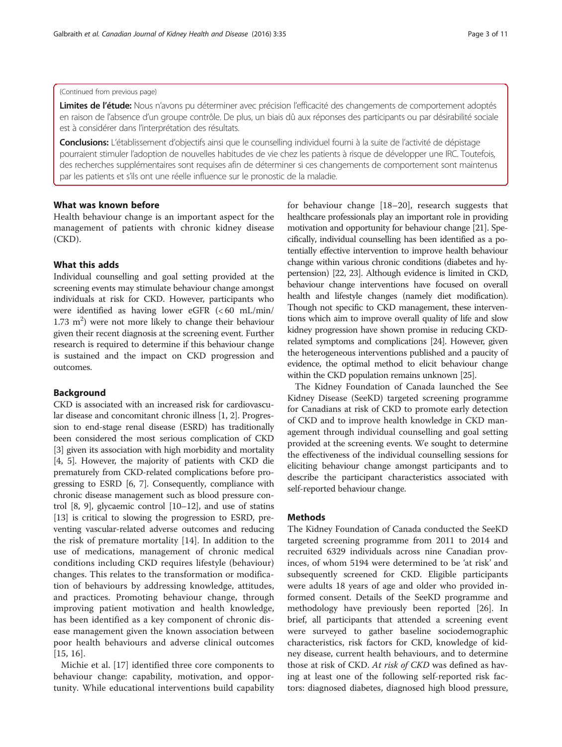(Continued from previous page)

**Limites de l'étude:** Nous n'avons pu déterminer avec précision l'efficacité des changements de comportement adoptés en raison de l'absence d'un groupe contrôle. De plus, un biais dû aux réponses des participants ou par désirabilité sociale est à considérer dans l'interprétation des résultats.

**Conclusions:** L'établissement d'objectifs ainsi que le counselling individuel fourni à la suite de l'activité de dépistage pourraient stimuler l'adoption de nouvelles habitudes de vie chez les patients à risque de développer une IRC. Toutefois, des recherches supplémentaires sont requises afin de déterminer si ces changements de comportement sont maintenus par les patients et s'ils ont une réelle influence sur le pronostic de la maladie.

## What was known before

Health behaviour change is an important aspect for the management of patients with chronic kidney disease (CKD).

## What this adds

Individual counselling and goal setting provided at the screening events may stimulate behaviour change amongst individuals at risk for CKD. However, participants who were identified as having lower eGFR (< 60 mL/min/ 1.73 $m^2$) were not more likely to change their behaviour given their recent diagnosis at the screening event. Further research is required to determine if this behaviour change is sustained and the impact on CKD progression and outcomes.

## Background

CKD is associated with an increased risk for cardiovascular disease and concomitant chronic illness [1, 2]. Progression to end-stage renal disease (ESRD) has traditionally been considered the most serious complication of CKD [3] given its association with high morbidity and mortality [4, 5]. However, the majority of patients with CKD die prematurely from CKD-related complications before progressing to ESRD [6, 7]. Consequently, compliance with chronic disease management such as blood pressure control [8, 9], glycaemic control [10–12], and use of statins [13] is critical to slowing the progression to ESRD, preventing vascular-related adverse outcomes and reducing the risk of premature mortality [14]. In addition to the use of medications, management of chronic medical conditions including CKD requires lifestyle (behaviour) changes. This relates to the transformation or modification of behaviours by addressing knowledge, attitudes, and practices. Promoting behaviour change, through improving patient motivation and health knowledge, has been identified as a key component of chronic disease management given the known association between poor health behaviours and adverse clinical outcomes [15, 16].

Michie et al. [17] identified three core components to behaviour change: capability, motivation, and opportunity. While educational interventions build capability for behaviour change [18–20], research suggests that healthcare professionals play an important role in providing motivation and opportunity for behaviour change [21]. Specifically, individual counselling has been identified as a potentially effective intervention to improve health behaviour change within various chronic conditions (diabetes and hypertension) [22, 23]. Although evidence is limited in CKD, behaviour change interventions have focused on overall health and lifestyle changes (namely diet modification). Though not specific to CKD management, these interventions which aim to improve overall quality of life and slow kidney progression have shown promise in reducing CKD-related symptoms and complications [24]. However, given the heterogeneous interventions published and a paucity of evidence, the optimal method to elicit behaviour change within the CKD population remains unknown [25].

The Kidney Foundation of Canada launched the See Kidney Disease (SeeKD) targeted screening programme for Canadians at risk of CKD to promote early detection of CKD and to improve health knowledge in CKD management through individual counselling and goal setting provided at the screening events. We sought to determine the effectiveness of the individual counselling sessions for eliciting behaviour change amongst participants and to describe the participant characteristics associated with self-reported behaviour change.

## Methods

The Kidney Foundation of Canada conducted the SeeKD targeted screening programme from 2011 to 2014 and recruited 6329 individuals across nine Canadian provinces, of whom 5194 were determined to be 'at risk' and subsequently screened for CKD. Eligible participants were adults 18 years of age and older who provided informed consent. Details of the SeeKD programme and methodology have previously been reported [26]. In brief, all participants that attended a screening event were surveyed to gather baseline sociodemographic characteristics, risk factors for CKD, knowledge of kidney disease, current health behaviours, and to determine those at risk of CKD. *At risk of CKD* was defined as having at least one of the following self-reported risk factors: diagnosed diabetes, diagnosed high blood pressure,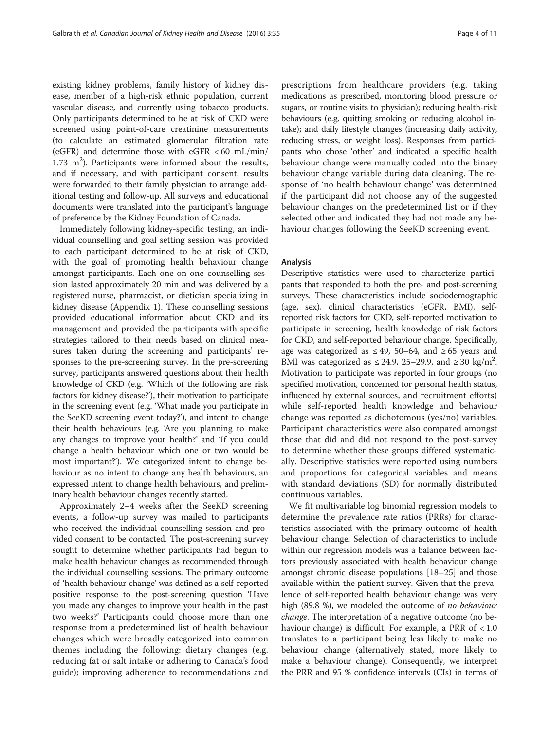existing kidney problems, family history of kidney disease, member of a high-risk ethnic population, current vascular disease, and currently using tobacco products. Only participants determined to be at risk of CKD were screened using point-of-care creatinine measurements (to calculate an estimated glomerular filtration rate (eGFR) and determine those with eGFR < 60 mL/min/1.73 $m^2$). Participants were informed about the results, and if necessary, and with participant consent, results were forwarded to their family physician to arrange additional testing and follow-up. All surveys and educational documents were translated into the participant's language of preference by the Kidney Foundation of Canada.

Immediately following kidney-specific testing, an individual counselling and goal setting session was provided to each participant determined to be at risk of CKD, with the goal of promoting health behaviour change amongst participants. Each one-on-one counselling session lasted approximately 20 min and was delivered by a registered nurse, pharmacist, or dietician specializing in kidney disease (Appendix 1). These counselling sessions provided educational information about CKD and its management and provided the participants with specific strategies tailored to their needs based on clinical measures taken during the screening and participants' responses to the pre-screening survey. In the pre-screening survey, participants answered questions about their health knowledge of CKD (e.g. 'Which of the following are risk factors for kidney disease?'), their motivation to participate in the screening event (e.g. 'What made you participate in the SeeKD screening event today?'), and intent to change their health behaviours (e.g. 'Are you planning to make any changes to improve your health?' and 'If you could change a health behaviour which one or two would be most important?'). We categorized intent to change behaviour as no intent to change any health behaviours, an expressed intent to change health behaviours, and preliminary health behaviour changes recently started.

Approximately 2–4 weeks after the SeeKD screening events, a follow-up survey was mailed to participants who received the individual counselling session and provided consent to be contacted. The post-screening survey sought to determine whether participants had begun to make health behaviour changes as recommended through the individual counselling sessions. The primary outcome of 'health behaviour change' was defined as a self-reported positive response to the post-screening question 'Have you made any changes to improve your health in the past two weeks?' Participants could choose more than one response from a predetermined list of health behaviour changes which were broadly categorized into common themes including the following: dietary changes (e.g. reducing fat or salt intake or adhering to Canada's food guide); improving adherence to recommendations and prescriptions from healthcare providers (e.g. taking medications as prescribed, monitoring blood pressure or sugars, or routine visits to physician); reducing health-risk behaviours (e.g. quitting smoking or reducing alcohol intake); and daily lifestyle changes (increasing daily activity, reducing stress, or weight loss). Responses from participants who chose 'other' and indicated a specific health behaviour change were manually coded into the binary behaviour change variable during data cleaning. The response of 'no health behaviour change' was determined if the participant did not choose any of the suggested behaviour changes on the predetermined list or if they selected other and indicated they had not made any behaviour changes following the SeeKD screening event.

## Analysis

Descriptive statistics were used to characterize participants that responded to both the pre- and post-screening surveys. These characteristics include sociodemographic (age, sex), clinical characteristics (eGFR, BMI), self-reported risk factors for CKD, self-reported motivation to participate in screening, health knowledge of risk factors for CKD, and self-reported behaviour change. Specifically, age was categorized as ≤ 49, 50–64, and ≥ 65 years and BMI was categorized as ≤ 24.9, 25–29.9, and ≥ 30 kg/$m^2$. Motivation to participate was reported in four groups (no specified motivation, concerned for personal health status, influenced by external sources, and recruitment efforts) while self-reported health knowledge and behaviour change was reported as dichotomous (yes/no) variables. Participant characteristics were also compared amongst those that did and did not respond to the post-survey to determine whether these groups differed systematically. Descriptive statistics were reported using numbers and proportions for categorical variables and means with standard deviations (SD) for normally distributed continuous variables.

We fit multivariable log binomial regression models to determine the prevalence rate ratios (PRRs) for characteristics associated with the primary outcome of health behaviour change. Selection of characteristics to include within our regression models was a balance between factors previously associated with health behaviour change amongst chronic disease populations [18–25] and those available within the patient survey. Given that the prevalence of self-reported health behaviour change was very high (89.8 %), we modeled the outcome of *no behaviour change*. The interpretation of a negative outcome (no behaviour change) is difficult. For example, a PRR of < 1.0 translates to a participant being less likely to make no behaviour change (alternatively stated, more likely to make a behaviour change). Consequently, we interpret the PRR and 95 % confidence intervals (CIs) in terms of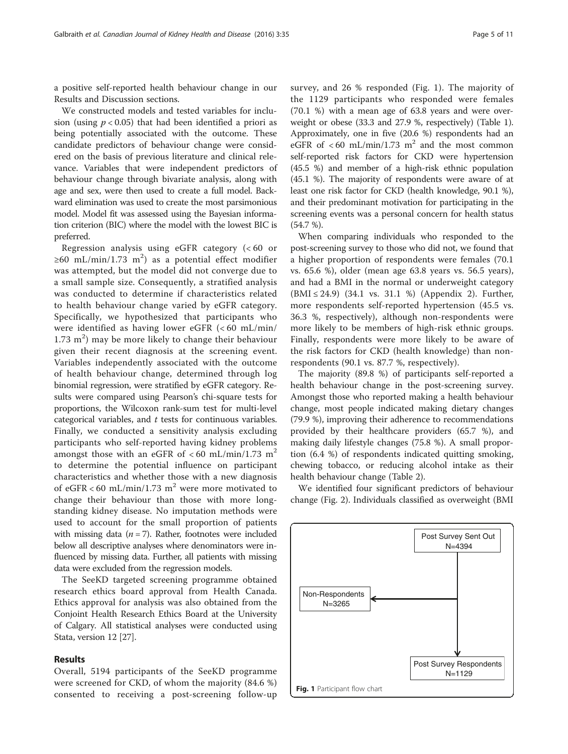a positive self-reported health behaviour change in our Results and Discussion sections.

We constructed models and tested variables for inclusion (using $p < 0.05$) that had been identified a priori as being potentially associated with the outcome. These candidate predictors of behaviour change were considered on the basis of previous literature and clinical relevance. Variables that were independent predictors of behaviour change through bivariate analysis, along with age and sex, were then used to create a full model. Backward elimination was used to create the most parsimonious model. Model fit was assessed using the Bayesian information criterion (BIC) where the model with the lowest BIC is preferred.

Regression analysis using eGFR category (< 60 or ≥60 mL/min/1.73 $m^2$) as a potential effect modifier was attempted, but the model did not converge due to a small sample size. Consequently, a stratified analysis was conducted to determine if characteristics related to health behaviour change varied by eGFR category. Specifically, we hypothesized that participants who were identified as having lower eGFR (< 60 mL/min/1.73 $m^2$) may be more likely to change their behaviour given their recent diagnosis at the screening event. Variables independently associated with the outcome of health behaviour change, determined through log binomial regression, were stratified by eGFR category. Results were compared using Pearson's chi-square tests for proportions, the Wilcoxon rank-sum test for multi-level categorical variables, and $t$ tests for continuous variables. Finally, we conducted a sensitivity analysis excluding participants who self-reported having kidney problems amongst those with an eGFR of < 60 mL/min/1.73 $m^2$ to determine the potential influence on participant characteristics and whether those with a new diagnosis of eGFR < 60 mL/min/1.73 $m^2$ were more motivated to change their behaviour than those with more long-standing kidney disease. No imputation methods were used to account for the small proportion of patients with missing data ($n = 7$). Rather, footnotes were included below all descriptive analyses where denominators were influenced by missing data. Further, all patients with missing data were excluded from the regression models.

The SeeKD targeted screening programme obtained research ethics board approval from Health Canada. Ethics approval for analysis was also obtained from the Conjoint Health Research Ethics Board at the University of Calgary. All statistical analyses were conducted using Stata, version 12 [27].

## Results

Overall, 5194 participants of the SeeKD programme were screened for CKD, of whom the majority (84.6 %) consented to receiving a post-screening follow-up survey, and 26 % responded (Fig. 1). The majority of the 1129 participants who responded were females (70.1 %) with a mean age of 63.8 years and were overweight or obese (33.3 and 27.9 %, respectively) (Table 1). Approximately, one in five (20.6 %) respondents had an eGFR of < 60 mL/min/1.73 $m^2$ and the most common self-reported risk factors for CKD were hypertension (45.5 %) and member of a high-risk ethnic population (45.1 %). The majority of respondents were aware of at least one risk factor for CKD (health knowledge, 90.1 %), and their predominant motivation for participating in the screening events was a personal concern for health status (54.7 %).

When comparing individuals who responded to the post-screening survey to those who did not, we found that a higher proportion of respondents were females (70.1 vs. 65.6 %), older (mean age 63.8 years vs. 56.5 years), and had a BMI in the normal or underweight category (BMI ≤ 24.9) (34.1 vs. 31.1 %) (Appendix 2). Further, more respondents self-reported hypertension (45.5 vs. 36.3 %, respectively), although non-respondents were more likely to be members of high-risk ethnic groups. Finally, respondents were more likely to be aware of the risk factors for CKD (health knowledge) than non-respondents (90.1 vs. 87.7 %, respectively).

The majority (89.8 %) of participants self-reported a health behaviour change in the post-screening survey. Amongst those who reported making a health behaviour change, most people indicated making dietary changes (79.9 %), improving their adherence to recommendations provided by their healthcare providers (65.7 %), and making daily lifestyle changes (75.8 %). A small proportion (6.4 %) of respondents indicated quitting smoking, chewing tobacco, or reducing alcohol intake as their health behaviour change (Table 2).

We identified four significant predictors of behaviour change (Fig. 2). Individuals classified as overweight (BMI

**Fig. 1** Participant flow chart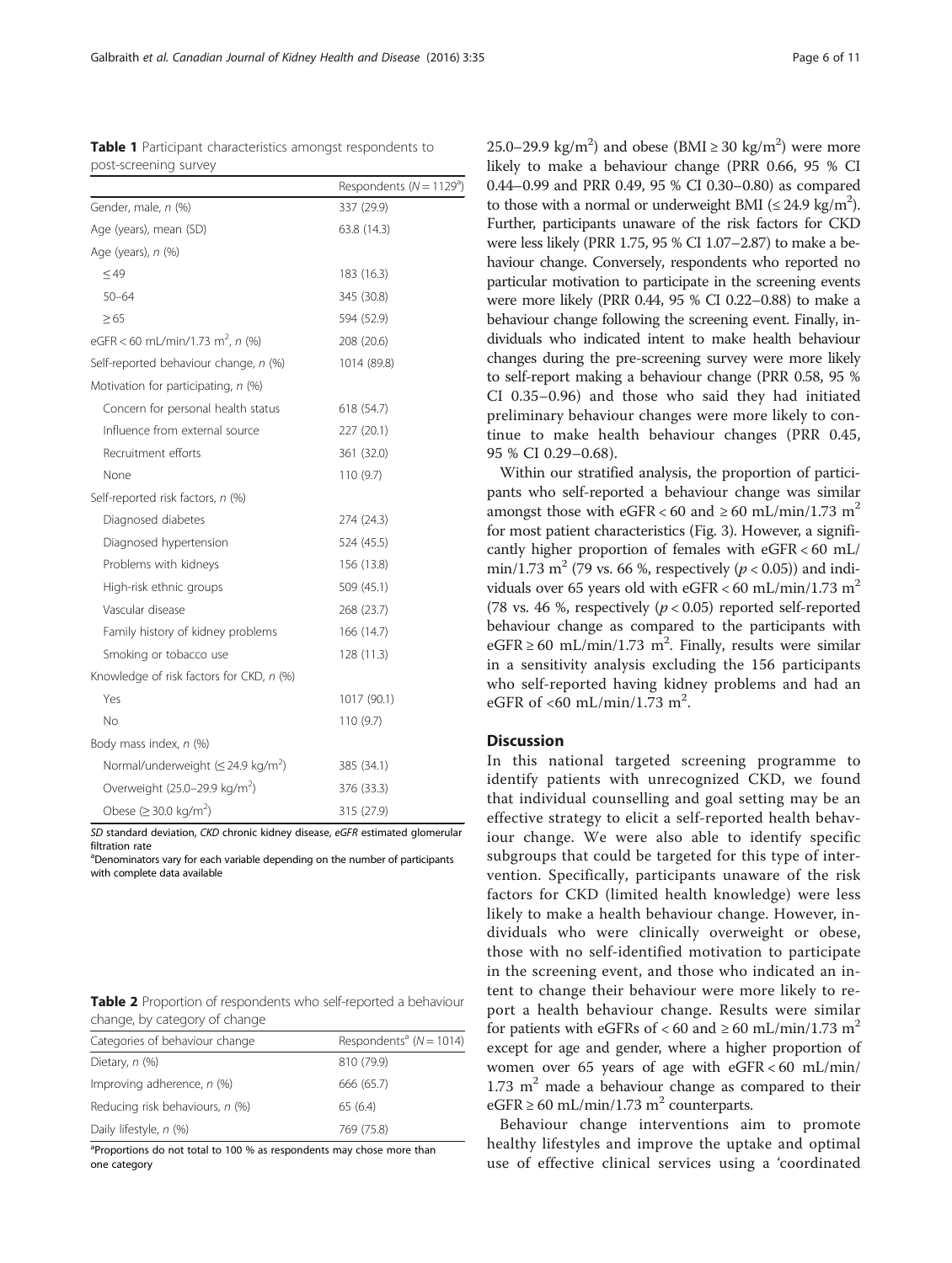**Table 1** Participant characteristics amongst respondents to post-screening survey

| | Respondents ($N = 1129$[a]) |
|---|---|
| Gender, male, *n* (%) | 337 (29.9) |
| Age (years), mean (SD) | 63.8 (14.3) |
| Age (years), *n* (%) | |
| ≤49 | 183 (16.3) |
| 50–64 | 345 (30.8) |
| ≥65 | 594 (52.9) |
| eGFR < 60 mL/min/1.73 m$^2$, *n* (%) | 208 (20.6) |
| Self-reported behaviour change, *n* (%) | 1014 (89.8) |
| Motivation for participating, *n* (%) | |
| Concern for personal health status | 618 (54.7) |
| Influence from external source | 227 (20.1) |
| Recruitment efforts | 361 (32.0) |
| None | 110 (9.7) |
| Self-reported risk factors, *n* (%) | |
| Diagnosed diabetes | 274 (24.3) |
| Diagnosed hypertension | 524 (45.5) |
| Problems with kidneys | 156 (13.8) |
| High-risk ethnic groups | 509 (45.1) |
| Vascular disease | 268 (23.7) |
| Family history of kidney problems | 166 (14.7) |
| Smoking or tobacco use | 128 (11.3) |
| Knowledge of risk factors for CKD, *n* (%) | |
| Yes | 1017 (90.1) |
| No | 110 (9.7) |
| Body mass index, *n* (%) | |
| Normal/underweight (≤24.9 kg/m$^2$) | 385 (34.1) |
| Overweight (25.0–29.9 kg/m$^2$) | 376 (33.3) |
| Obese (≥30.0 kg/m$^2$) | 315 (27.9) |

*SD* standard deviation, *CKD* chronic kidney disease, *eGFR* estimated glomerular filtration rate
[a]Denominators vary for each variable depending on the number of participants with complete data available

**Table 2** Proportion of respondents who self-reported a behaviour change, by category of change

| Categories of behaviour change | Respondents[a] ($N = 1014$) |
|---|---|
| Dietary, *n* (%) | 810 (79.9) |
| Improving adherence, *n* (%) | 666 (65.7) |
| Reducing risk behaviours, *n* (%) | 65 (6.4) |
| Daily lifestyle, *n* (%) | 769 (75.8) |

[a]Proportions do not total to 100 % as respondents may chose more than one category

25.0–29.9 kg/m$^2$) and obese (BMI ≥ 30 kg/m$^2$) were more likely to make a behaviour change (PRR 0.66, 95 % CI 0.44–0.99 and PRR 0.49, 95 % CI 0.30–0.80) as compared to those with a normal or underweight BMI (≤ 24.9 kg/m$^2$). Further, participants unaware of the risk factors for CKD were less likely (PRR 1.75, 95 % CI 1.07–2.87) to make a behaviour change. Conversely, respondents who reported no particular motivation to participate in the screening events were more likely (PRR 0.44, 95 % CI 0.22–0.88) to make a behaviour change following the screening event. Finally, individuals who indicated intent to make health behaviour changes during the pre-screening survey were more likely to self-report making a behaviour change (PRR 0.58, 95 % CI 0.35–0.96) and those who said they had initiated preliminary behaviour changes were more likely to continue to make health behaviour changes (PRR 0.45, 95 % CI 0.29–0.68).

Within our stratified analysis, the proportion of participants who self-reported a behaviour change was similar amongst those with eGFR < 60 and ≥ 60 mL/min/1.73 m$^2$ for most patient characteristics (Fig. 3). However, a significantly higher proportion of females with eGFR < 60 mL/min/1.73 m$^2$ (79 vs. 66 %, respectively ($p < 0.05$)) and individuals over 65 years old with eGFR < 60 mL/min/1.73 m$^2$ (78 vs. 46 %, respectively ($p < 0.05$) reported self-reported behaviour change as compared to the participants with eGFR ≥ 60 mL/min/1.73 m$^2$. Finally, results were similar in a sensitivity analysis excluding the 156 participants who self-reported having kidney problems and had an eGFR of <60 mL/min/1.73 m$^2$.

## Discussion

In this national targeted screening programme to identify patients with unrecognized CKD, we found that individual counselling and goal setting may be an effective strategy to elicit a self-reported health behaviour change. We were also able to identify specific subgroups that could be targeted for this type of intervention. Specifically, participants unaware of the risk factors for CKD (limited health knowledge) were less likely to make a health behaviour change. However, individuals who were clinically overweight or obese, those with no self-identified motivation to participate in the screening event, and those who indicated an intent to change their behaviour were more likely to report a health behaviour change. Results were similar for patients with eGFRs of < 60 and ≥ 60 mL/min/1.73 m$^2$ except for age and gender, where a higher proportion of women over 65 years of age with eGFR < 60 mL/min/1.73 m$^2$ made a behaviour change as compared to their eGFR ≥ 60 mL/min/1.73 m$^2$ counterparts.

Behaviour change interventions aim to promote healthy lifestyles and improve the uptake and optimal use of effective clinical services using a 'coordinated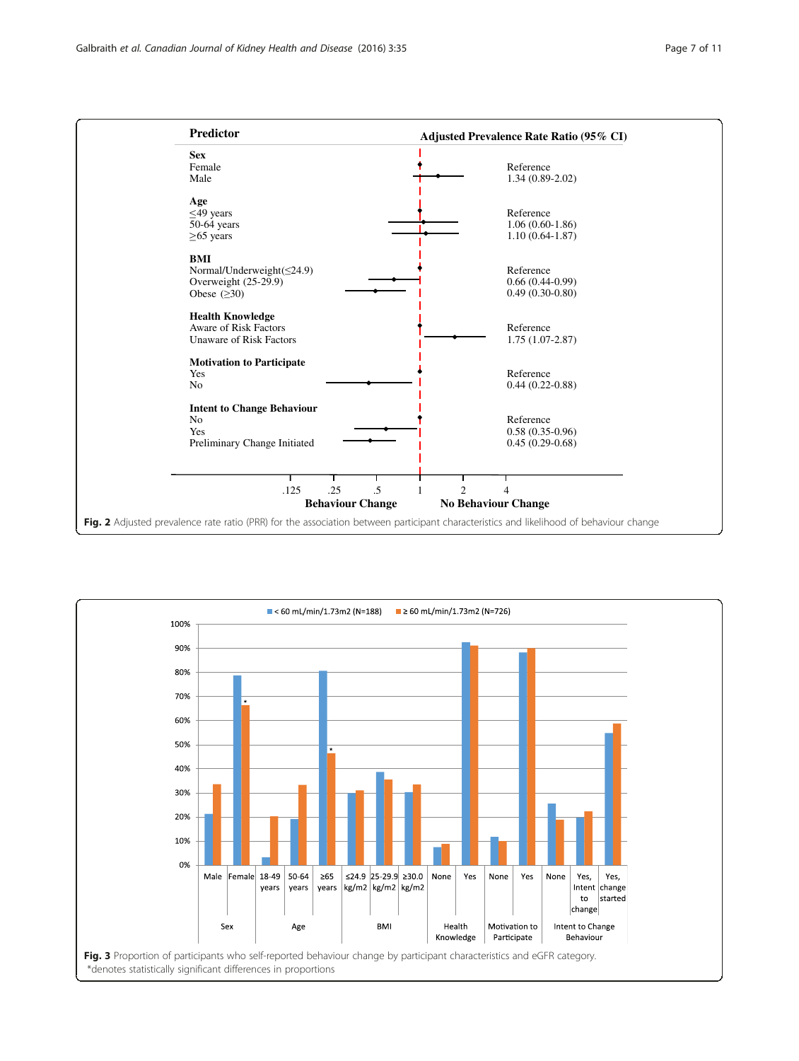| Predictor | Adjusted Prevalence Rate Ratio (95% CI) |
|---|---|
| **Sex** | |
| Female | Reference |
| Male | 1.34 (0.89-2.02) |
| **Age** | |
| ≤49 years | Reference |
| 50-64 years | 1.06 (0.60-1.86) |
| ≥65 years | 1.10 (0.64-1.87) |
| **BMI** | |
| Normal/Underweight(≤24.9) | Reference |
| Overweight (25-29.9) | 0.66 (0.44-0.99) |
| Obese (≥30) | 0.49 (0.30-0.80) |
| **Health Knowledge** | |
| Aware of Risk Factors | Reference |
| Unaware of Risk Factors | 1.75 (1.07-2.87) |
| **Motivation to Participate** | |
| Yes | Reference |
| No | 0.44 (0.22-0.88) |
| **Intent to Change Behaviour** | |
| No | Reference |
| Yes | 0.58 (0.35-0.96) |
| Preliminary Change Initiated | 0.45 (0.29-0.68) |

**Fig. 2** Adjusted prevalence rate ratio (PRR) for the association between participant characteristics and likelihood of behaviour change

**Fig. 3** Proportion of participants who self-reported behaviour change by participant characteristics and eGFR category.
*denotes statistically significant differences in proportions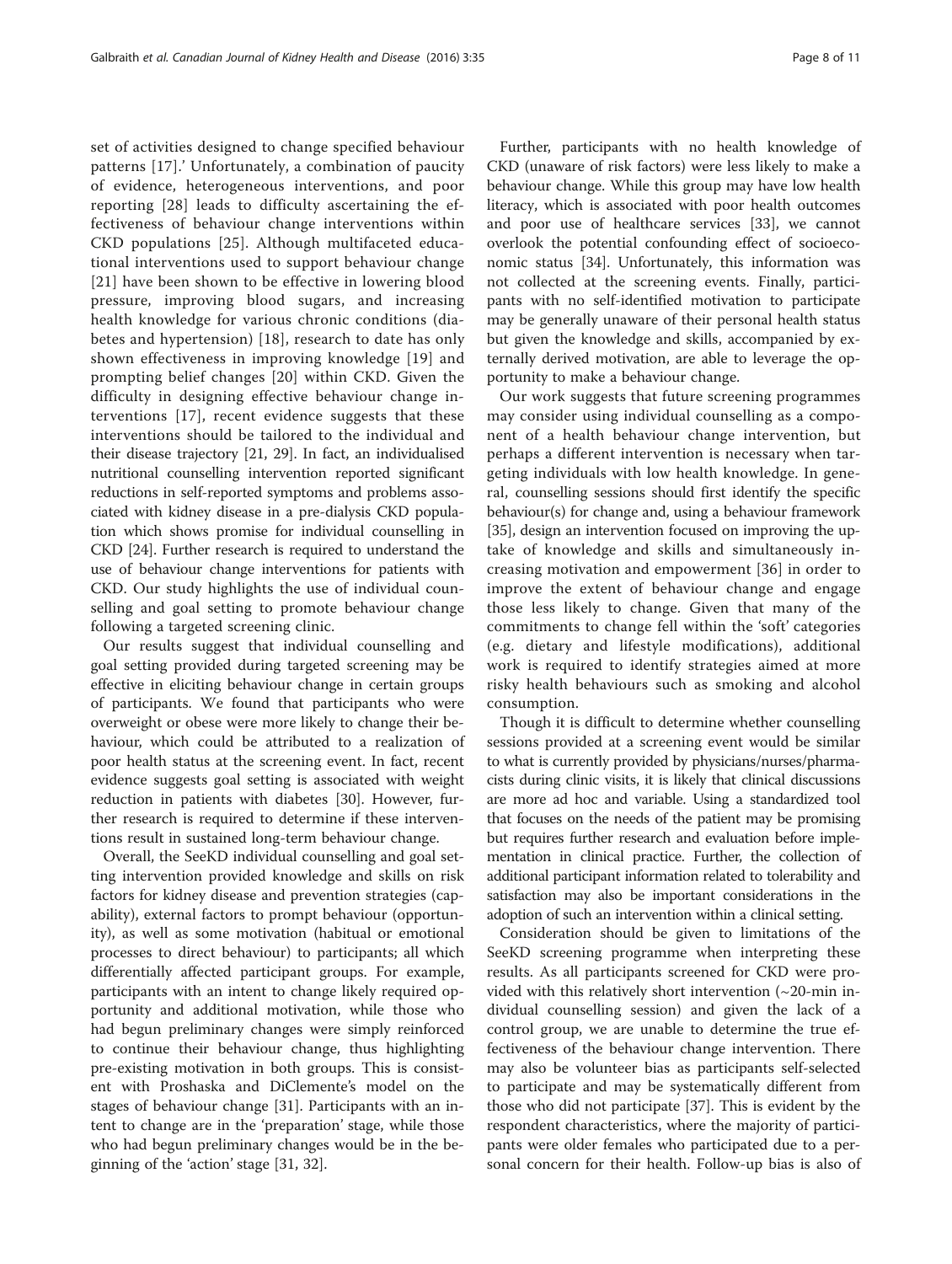set of activities designed to change specified behaviour patterns [17].' Unfortunately, a combination of paucity of evidence, heterogeneous interventions, and poor reporting [28] leads to difficulty ascertaining the effectiveness of behaviour change interventions within CKD populations [25]. Although multifaceted educational interventions used to support behaviour change [21] have been shown to be effective in lowering blood pressure, improving blood sugars, and increasing health knowledge for various chronic conditions (diabetes and hypertension) [18], research to date has only shown effectiveness in improving knowledge [19] and prompting belief changes [20] within CKD. Given the difficulty in designing effective behaviour change interventions [17], recent evidence suggests that these interventions should be tailored to the individual and their disease trajectory [21, 29]. In fact, an individualised nutritional counselling intervention reported significant reductions in self-reported symptoms and problems associated with kidney disease in a pre-dialysis CKD population which shows promise for individual counselling in CKD [24]. Further research is required to understand the use of behaviour change interventions for patients with CKD. Our study highlights the use of individual counselling and goal setting to promote behaviour change following a targeted screening clinic.

Our results suggest that individual counselling and goal setting provided during targeted screening may be effective in eliciting behaviour change in certain groups of participants. We found that participants who were overweight or obese were more likely to change their behaviour, which could be attributed to a realization of poor health status at the screening event. In fact, recent evidence suggests goal setting is associated with weight reduction in patients with diabetes [30]. However, further research is required to determine if these interventions result in sustained long-term behaviour change.

Overall, the SeeKD individual counselling and goal setting intervention provided knowledge and skills on risk factors for kidney disease and prevention strategies (capability), external factors to prompt behaviour (opportunity), as well as some motivation (habitual or emotional processes to direct behaviour) to participants; all which differentially affected participant groups. For example, participants with an intent to change likely required opportunity and additional motivation, while those who had begun preliminary changes were simply reinforced to continue their behaviour change, thus highlighting pre-existing motivation in both groups. This is consistent with Proshaska and DiClemente's model on the stages of behaviour change [31]. Participants with an intent to change are in the 'preparation' stage, while those who had begun preliminary changes would be in the beginning of the 'action' stage [31, 32].

Further, participants with no health knowledge of CKD (unaware of risk factors) were less likely to make a behaviour change. While this group may have low health literacy, which is associated with poor health outcomes and poor use of healthcare services [33], we cannot overlook the potential confounding effect of socioeconomic status [34]. Unfortunately, this information was not collected at the screening events. Finally, participants with no self-identified motivation to participate may be generally unaware of their personal health status but given the knowledge and skills, accompanied by externally derived motivation, are able to leverage the opportunity to make a behaviour change.

Our work suggests that future screening programmes may consider using individual counselling as a component of a health behaviour change intervention, but perhaps a different intervention is necessary when targeting individuals with low health knowledge. In general, counselling sessions should first identify the specific behaviour(s) for change and, using a behaviour framework [35], design an intervention focused on improving the uptake of knowledge and skills and simultaneously increasing motivation and empowerment [36] in order to improve the extent of behaviour change and engage those less likely to change. Given that many of the commitments to change fell within the 'soft' categories (e.g. dietary and lifestyle modifications), additional work is required to identify strategies aimed at more risky health behaviours such as smoking and alcohol consumption.

Though it is difficult to determine whether counselling sessions provided at a screening event would be similar to what is currently provided by physicians/nurses/pharmacists during clinic visits, it is likely that clinical discussions are more ad hoc and variable. Using a standardized tool that focuses on the needs of the patient may be promising but requires further research and evaluation before implementation in clinical practice. Further, the collection of additional participant information related to tolerability and satisfaction may also be important considerations in the adoption of such an intervention within a clinical setting.

Consideration should be given to limitations of the SeeKD screening programme when interpreting these results. As all participants screened for CKD were provided with this relatively short intervention (~20-min individual counselling session) and given the lack of a control group, we are unable to determine the true effectiveness of the behaviour change intervention. There may also be volunteer bias as participants self-selected to participate and may be systematically different from those who did not participate [37]. This is evident by the respondent characteristics, where the majority of participants were older females who participated due to a personal concern for their health. Follow-up bias is also of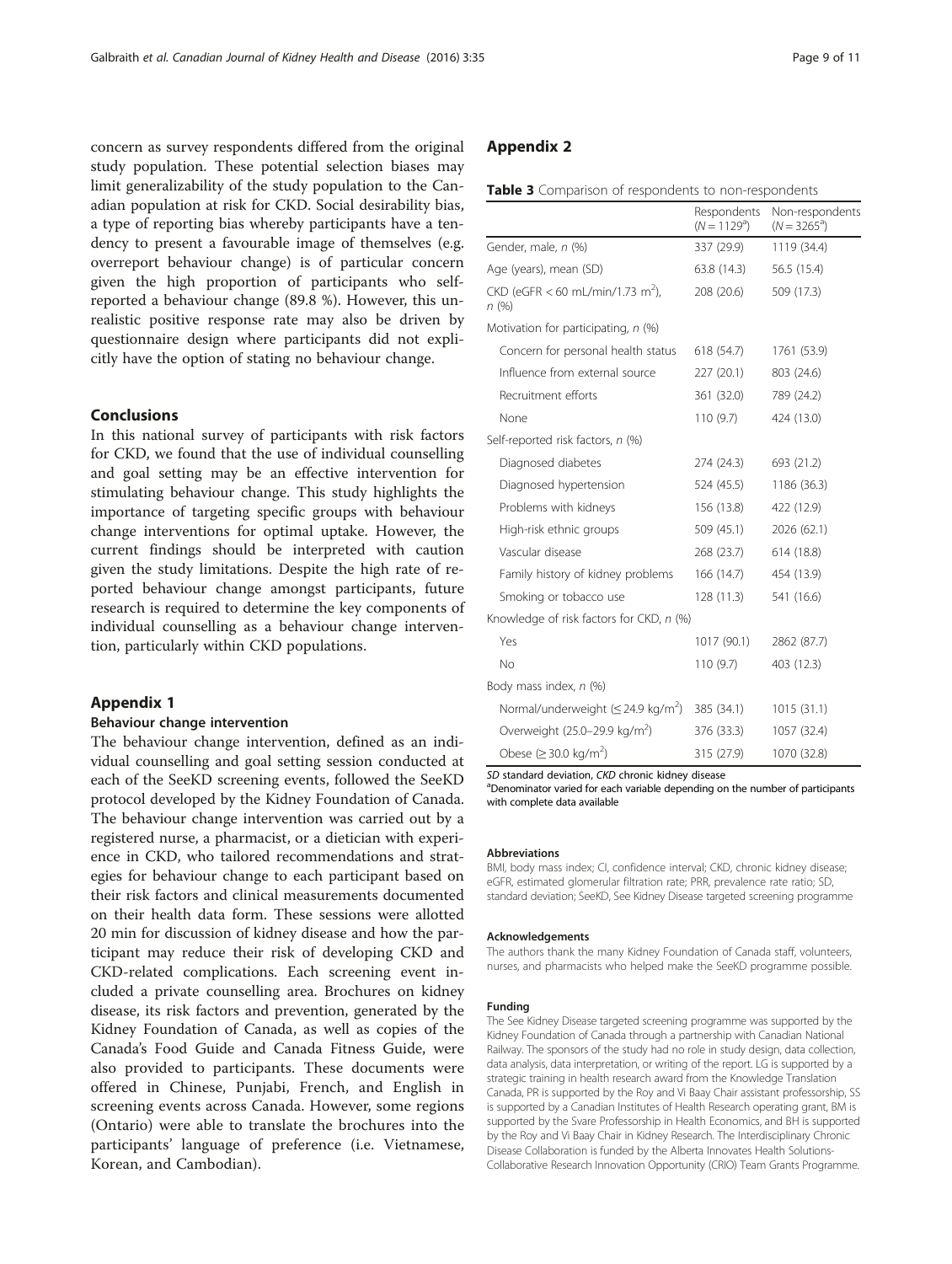concern as survey respondents differed from the original study population. These potential selection biases may limit generalizability of the study population to the Canadian population at risk for CKD. Social desirability bias, a type of reporting bias whereby participants have a tendency to present a favourable image of themselves (e.g. overreport behaviour change) is of particular concern given the high proportion of participants who self-reported a behaviour change (89.8 %). However, this unrealistic positive response rate may also be driven by questionnaire design where participants did not explicitly have the option of stating no behaviour change.

## Conclusions

In this national survey of participants with risk factors for CKD, we found that the use of individual counselling and goal setting may be an effective intervention for stimulating behaviour change. This study highlights the importance of targeting specific groups with behaviour change interventions for optimal uptake. However, the current findings should be interpreted with caution given the study limitations. Despite the high rate of reported behaviour change amongst participants, future research is required to determine the key components of individual counselling as a behaviour change intervention, particularly within CKD populations.

## Appendix 1

### Behaviour change intervention

The behaviour change intervention, defined as an individual counselling and goal setting session conducted at each of the SeeKD screening events, followed the SeeKD protocol developed by the Kidney Foundation of Canada. The behaviour change intervention was carried out by a registered nurse, a pharmacist, or a dietician with experience in CKD, who tailored recommendations and strategies for behaviour change to each participant based on their risk factors and clinical measurements documented on their health data form. These sessions were allotted 20 min for discussion of kidney disease and how the participant may reduce their risk of developing CKD and CKD-related complications. Each screening event included a private counselling area. Brochures on kidney disease, its risk factors and prevention, generated by the Kidney Foundation of Canada, as well as copies of the Canada's Food Guide and Canada Fitness Guide, were also provided to participants. These documents were offered in Chinese, Punjabi, French, and English in screening events across Canada. However, some regions (Ontario) were able to translate the brochures into the participants' language of preference (i.e. Vietnamese, Korean, and Cambodian).

## Appendix 2

**Table 3** Comparison of respondents to non-respondents

| | Respondents ($N = 1129$[a]) | Non-respondents ($N = 3265$[a]) |
|---|---|---|
| Gender, male, *n* (%) | 337 (29.9) | 1119 (34.4) |
| Age (years), mean (SD) | 63.8 (14.3) | 56.5 (15.4) |
| CKD (eGFR < 60 mL/min/1.73 m$^2$), *n* (%) | 208 (20.6) | 509 (17.3) |
| Motivation for participating, *n* (%) | | |
| Concern for personal health status | 618 (54.7) | 1761 (53.9) |
| Influence from external source | 227 (20.1) | 803 (24.6) |
| Recruitment efforts | 361 (32.0) | 789 (24.2) |
| None | 110 (9.7) | 424 (13.0) |
| Self-reported risk factors, *n* (%) | | |
| Diagnosed diabetes | 274 (24.3) | 693 (21.2) |
| Diagnosed hypertension | 524 (45.5) | 1186 (36.3) |
| Problems with kidneys | 156 (13.8) | 422 (12.9) |
| High-risk ethnic groups | 509 (45.1) | 2026 (62.1) |
| Vascular disease | 268 (23.7) | 614 (18.8) |
| Family history of kidney problems | 166 (14.7) | 454 (13.9) |
| Smoking or tobacco use | 128 (11.3) | 541 (16.6) |
| Knowledge of risk factors for CKD, *n* (%) | | |
| Yes | 1017 (90.1) | 2862 (87.7) |
| No | 110 (9.7) | 403 (12.3) |
| Body mass index, *n* (%) | | |
| Normal/underweight (≤ 24.9 kg/m$^2$) | 385 (34.1) | 1015 (31.1) |
| Overweight (25.0–29.9 kg/m$^2$) | 376 (33.3) | 1057 (32.4) |
| Obese (≥ 30.0 kg/m$^2$) | 315 (27.9) | 1070 (32.8) |

*SD* standard deviation, *CKD* chronic kidney disease
[a]Denominator varied for each variable depending on the number of participants with complete data available

#### Abbreviations

BMI, body mass index; CI, confidence interval; CKD, chronic kidney disease; eGFR, estimated glomerular filtration rate; PRR, prevalence rate ratio; SD, standard deviation; SeeKD, See Kidney Disease targeted screening programme

#### Acknowledgements

The authors thank the many Kidney Foundation of Canada staff, volunteers, nurses, and pharmacists who helped make the SeeKD programme possible.

#### Funding

The See Kidney Disease targeted screening programme was supported by the Kidney Foundation of Canada through a partnership with Canadian National Railway. The sponsors of the study had no role in study design, data collection, data analysis, data interpretation, or writing of the report. LG is supported by a strategic training in health research award from the Knowledge Translation Canada, PR is supported by the Roy and Vi Baay Chair assistant professorship, SS is supported by a Canadian Institutes of Health Research operating grant, BM is supported by the Svare Professorship in Health Economics, and BH is supported by the Roy and Vi Baay Chair in Kidney Research. The Interdisciplinary Chronic Disease Collaboration is funded by the Alberta Innovates Health Solutions-Collaborative Research Innovation Opportunity (CRIO) Team Grants Programme.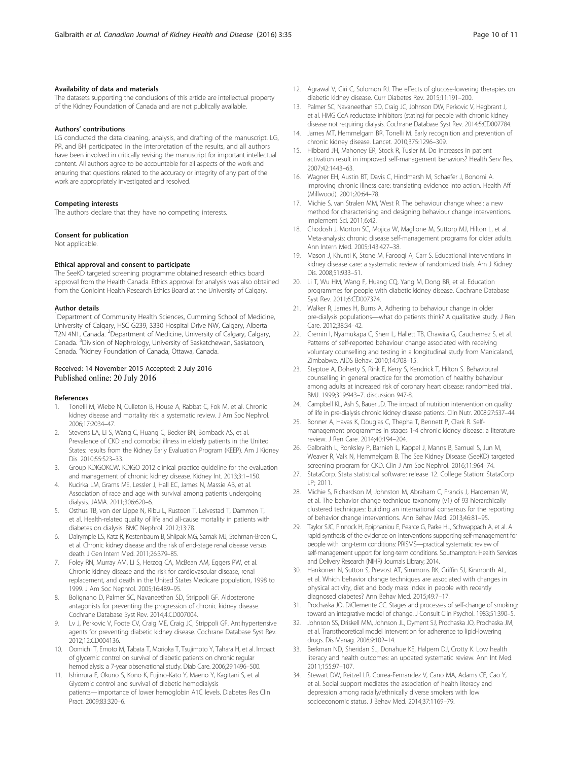#### Availability of data and materials

The datasets supporting the conclusions of this article are intellectual property of the Kidney Foundation of Canada and are not publically available.

#### Authors' contributions

LG conducted the data cleaning, analysis, and drafting of the manuscript. LG, PR, and BH participated in the interpretation of the results, and all authors have been involved in critically revising the manuscript for important intellectual content. All authors agree to be accountable for all aspects of the work and ensuring that questions related to the accuracy or integrity of any part of the work are appropriately investigated and resolved.

#### Competing interests

The authors declare that they have no competing interests.

#### Consent for publication

Not applicable.

#### Ethical approval and consent to participate

The SeeKD targeted screening programme obtained research ethics board approval from the Health Canada. Ethics approval for analysis was also obtained from the Conjoint Health Research Ethics Board at the University of Calgary.

#### Author details

[1]Department of Community Health Sciences, Cumming School of Medicine, University of Calgary, HSC G239, 3330 Hospital Drive NW, Calgary, Alberta T2N 4N1, Canada. [2]Department of Medicine, University of Calgary, Calgary, Canada. [3]Division of Nephrology, University of Saskatchewan, Saskatoon, Canada. [4]Kidney Foundation of Canada, Ottawa, Canada.

Received: 14 November 2015 Accepted: 2 July 2016
Published online: 20 July 2016

#### References

1. Tonelli M, Wiebe N, Culleton B, House A, Rabbat C, Fok M, et al. Chronic kidney disease and mortality risk: a systematic review. J Am Soc Nephrol. 2006;17:2034–47.
2. Stevens LA, Li S, Wang C, Huang C, Becker BN, Bomback AS, et al. Prevalence of CKD and comorbid illness in elderly patients in the United States: results from the Kidney Early Evaluation Program (KEEP). Am J Kidney Dis. 2010;55:S23–33.
3. Group KDIGOKCW. KDIGO 2012 clinical practice guideline for the evaluation and management of chronic kidney disease. Kidney Int. 2013;3:1–150.
4. Kucirka LM, Grams ME, Lessler J, Hall EC, James N, Massie AB, et al. Association of race and age with survival among patients undergoing dialysis. JAMA. 2011;306:620–6.
5. Osthus TB, von der Lippe N, Ribu L, Rustoen T, Leivestad T, Dammen T, et al. Health-related quality of life and all-cause mortality in patients with diabetes on dialysis. BMC Nephrol. 2012;13:78.
6. Dalrymple LS, Katz R, Kestenbaum B, Shlipak MG, Sarnak MJ, Stehman-Breen C, et al. Chronic kidney disease and the risk of end-stage renal disease versus death. J Gen Intern Med. 2011;26:379–85.
7. Foley RN, Murray AM, Li S, Herzog CA, McBean AM, Eggers PW, et al. Chronic kidney disease and the risk for cardiovascular disease, renal replacement, and death in the United States Medicare population, 1998 to 1999. J Am Soc Nephrol. 2005;16:489–95.
8. Bolignano D, Palmer SC, Navaneethan SD, Strippoli GF. Aldosterone antagonists for preventing the progression of chronic kidney disease. Cochrane Database Syst Rev. 2014;4:CD007004.
9. Lv J, Perkovic V, Foote CV, Craig ME, Craig JC, Strippoli GF. Antihypertensive agents for preventing diabetic kidney disease. Cochrane Database Syst Rev. 2012;12:CD004136.
10. Oomichi T, Emoto M, Tabata T, Morioka T, Tsujimoto Y, Tahara H, et al. Impact of glycemic control on survival of diabetic patients on chronic regular hemodialysis: a 7-year observational study. Diab Care. 2006;29:1496–500.
11. Ishimura E, Okuno S, Kono K, Fujino-Kato Y, Maeno Y, Kagitani S, et al. Glycemic control and survival of diabetic hemodialysis patients—importance of lower hemoglobin A1C levels. Diabetes Res Clin Pract. 2009;83:320–6.
12. Agrawal V, Giri C, Solomon RJ. The effects of glucose-lowering therapies on diabetic kidney disease. Curr Diabetes Rev. 2015;11:191–200.
13. Palmer SC, Navaneethan SD, Craig JC, Johnson DW, Perkovic V, Hegbrant J, et al. HMG CoA reductase inhibitors (statins) for people with chronic kidney disease not requiring dialysis. Cochrane Database Syst Rev. 2014;5:CD007784.
14. James MT, Hemmelgarn BR, Tonelli M. Early recognition and prevention of chronic kidney disease. Lancet. 2010;375:1296–309.
15. Hibbard JH, Mahoney ER, Stock R, Tusler M. Do increases in patient activation result in improved self-management behaviors? Health Serv Res. 2007;42:1443–63.
16. Wagner EH, Austin BT, Davis C, Hindmarsh M, Schaefer J, Bonomi A. Improving chronic illness care: translating evidence into action. Health Aff (Millwood). 2001;20:64–78.
17. Michie S, van Stralen MM, West R. The behaviour change wheel: a new method for characterising and designing behaviour change interventions. Implement Sci. 2011;6:42.
18. Chodosh J, Morton SC, Mojica W, Maglione M, Suttorp MJ, Hilton L, et al. Meta-analysis: chronic disease self-management programs for older adults. Ann Intern Med. 2005;143:427–38.
19. Mason J, Khunti K, Stone M, Farooqi A, Carr S. Educational interventions in kidney disease care: a systematic review of randomized trials. Am J Kidney Dis. 2008;51:933–51.
20. Li T, Wu HM, Wang F, Huang CQ, Yang M, Dong BR, et al. Education programmes for people with diabetic kidney disease. Cochrane Database Syst Rev. 2011;6:CD007374.
21. Walker R, James H, Burns A. Adhering to behaviour change in older pre-dialysis populations—what do patients think? A qualitative study. J Ren Care. 2012;38:34–42.
22. Cremin I, Nyamukapa C, Sherr L, Hallett TB, Chawira G, Cauchemez S, et al. Patterns of self-reported behaviour change associated with receiving voluntary counselling and testing in a longitudinal study from Manicaland, Zimbabwe. AIDS Behav. 2010;14:708–15.
23. Steptoe A, Doherty S, Rink E, Kerry S, Kendrick T, Hilton S. Behavioural counselling in general practice for the promotion of healthy behaviour among adults at increased risk of coronary heart disease: randomised trial. BMJ. 1999;319:943–7. discussion 947-8.
24. Campbell KL, Ash S, Bauer JD. The impact of nutrition intervention on quality of life in pre-dialysis chronic kidney disease patients. Clin Nutr. 2008;27:537–44.
25. Bonner A, Havas K, Douglas C, Thepha T, Bennett P, Clark R. Self-management programmes in stages 1-4 chronic kidney disease: a literature review. J Ren Care. 2014;40:194–204.
26. Galbraith L, Ronksley P, Barnieh L, Kappel J, Manns B, Samuel S, Jun M, Weaver R, Valk N, Hemmelgarn B. The See Kidney Disease (SeeKD) targeted screening program for CKD. Clin J Am Soc Nephrol. 2016;11:964–74.
27. StataCorp. Stata statistical software: release 12. College Station: StataCorp LP; 2011.
28. Michie S, Richardson M, Johnston M, Abraham C, Francis J, Hardeman W, et al. The behavior change technique taxonomy (v1) of 93 hierarchically clustered techniques: building an international consensus for the reporting of behavior change interventions. Ann Behav Med. 2013;46:81–95.
29. Taylor SJC, Pinnock H, Epiphaniou E, Pearce G, Parke HL, Schwappach A, et al. A rapid synthesis of the evidence on interventions supporting self-management for people with long-term conditions: PRISMS—practical systematic review of self-management upport for long-term conditions. Southampton: Health Services and Delivery Research (NIHR) Journals Library; 2014.
30. Hankonen N, Sutton S, Prevost AT, Simmons RK, Griffin SJ, Kinmonth AL, et al. Which behavior change techniques are associated with changes in physical activity, diet and body mass index in people with recently diagnosed diabetes? Ann Behav Med. 2015;49:7–17.
31. Prochaska JO, DiClemente CC. Stages and processes of self-change of smoking: toward an integrative model of change. J Consult Clin Psychol. 1983;51:390–5.
32. Johnson SS, Driskell MM, Johnson JL, Dyment SJ, Prochaska JO, Prochaska JM, et al. Transtheoretical model intervention for adherence to lipid-lowering drugs. Dis Manag. 2006;9:102–14.
33. Berkman ND, Sheridan SL, Donahue KE, Halpern DJ, Crotty K. Low health literacy and health outcomes: an updated systematic review. Ann Int Med. 2011;155:97–107.
34. Stewart DW, Reitzel LR, Correa-Fernandez V, Cano MA, Adams CE, Cao Y, et al. Social support mediates the association of health literacy and depression among racially/ethnically diverse smokers with low socioeconomic status. J Behav Med. 2014;37:1169–79.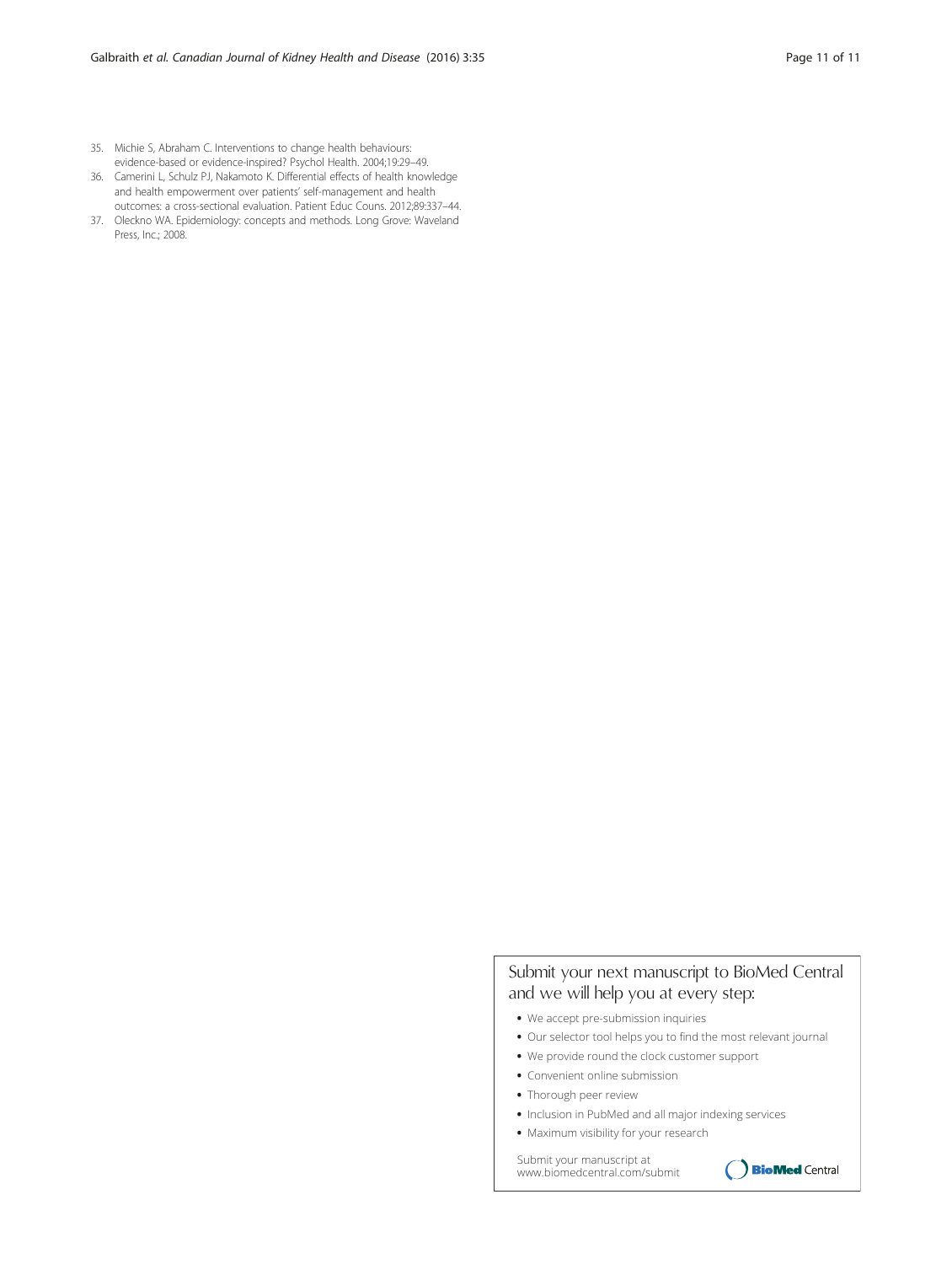35. Michie S, Abraham C. Interventions to change health behaviours: evidence-based or evidence-inspired? Psychol Health. 2004;19:29–49.
36. Camerini L, Schulz PJ, Nakamoto K. Differential effects of health knowledge and health empowerment over patients' self-management and health outcomes: a cross-sectional evaluation. Patient Educ Couns. 2012;89:337–44.
37. Oleckno WA. Epidemiology: concepts and methods. Long Grove: Waveland Press, Inc.; 2008.

Submit your next manuscript to BioMed Central and we will help you at every step:

- We accept pre-submission inquiries
- Our selector tool helps you to find the most relevant journal
- We provide round the clock customer support
- Convenient online submission
- Thorough peer review
- Inclusion in PubMed and all major indexing services
- Maximum visibility for your research

Submit your manuscript at
www.biomedcentral.com/submit

BioMed Central